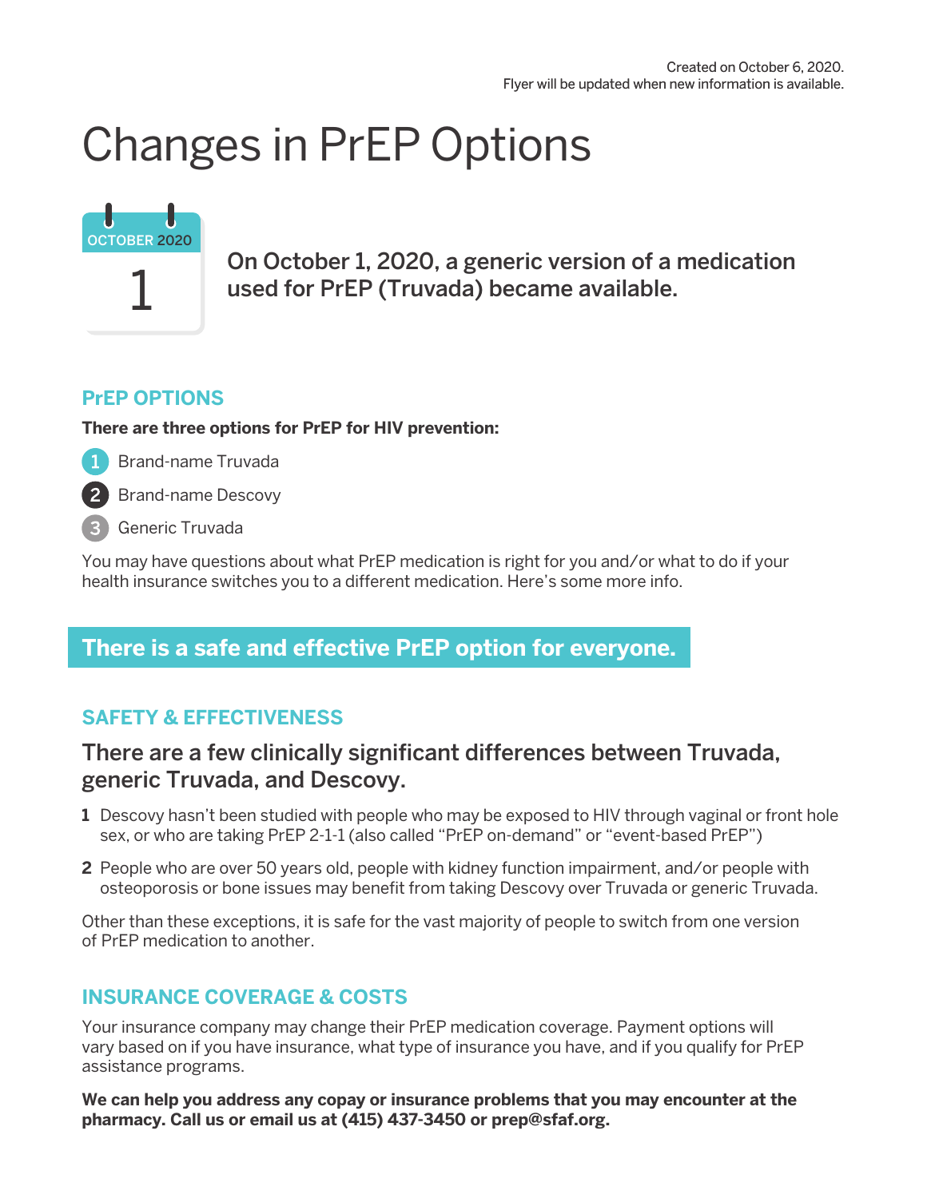Created on October 6, 2020.
Flyer will be updated when new information is available.

# Changes in PrEP Options

OCTOBER 2020

1

On October 1, 2020, a generic version of a medication used for PrEP (Truvada) became available.

## PrEP OPTIONS

**There are three options for PrEP for HIV prevention:**

1. Brand-name Truvada
2. Brand-name Descovy
3. Generic Truvada

You may have questions about what PrEP medication is right for you and/or what to do if your health insurance switches you to a different medication. Here's some more info.

**There is a safe and effective PrEP option for everyone.**

## SAFETY & EFFECTIVENESS

### There are a few clinically significant differences between Truvada, generic Truvada, and Descovy.

1. Descovy hasn't been studied with people who may be exposed to HIV through vaginal or front hole sex, or who are taking PrEP 2-1-1 (also called "PrEP on-demand" or "event-based PrEP")
2. People who are over 50 years old, people with kidney function impairment, and/or people with osteoporosis or bone issues may benefit from taking Descovy over Truvada or generic Truvada.

Other than these exceptions, it is safe for the vast majority of people to switch from one version of PrEP medication to another.

## INSURANCE COVERAGE & COSTS

Your insurance company may change their PrEP medication coverage. Payment options will vary based on if you have insurance, what type of insurance you have, and if you qualify for PrEP assistance programs.

**We can help you address any copay or insurance problems that you may encounter at the pharmacy. Call us or email us at (415) 437-3450 or prep@sfaf.org.**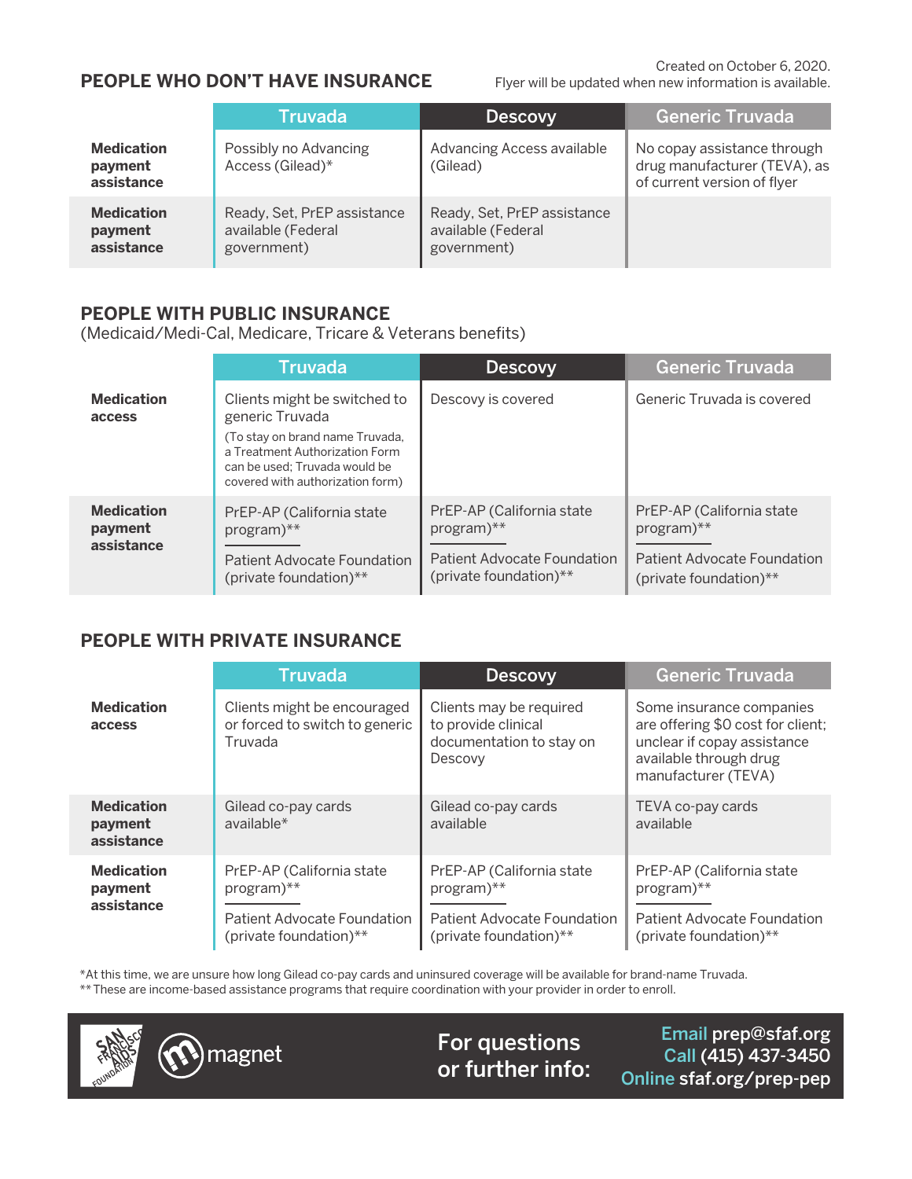Created on October 6, 2020.
Flyer will be updated when new information is available.

## PEOPLE WHO DON'T HAVE INSURANCE

| | Truvada | Descovy | Generic Truvada |
|---|---|---|---|
| **Medication payment assistance** | Possibly no Advancing Access (Gilead)* | Advancing Access available (Gilead) | No copay assistance through drug manufacturer (TEVA), as of current version of flyer |
| **Medication payment assistance** | Ready, Set, PrEP assistance available (Federal government) | Ready, Set, PrEP assistance available (Federal government) | |

## PEOPLE WITH PUBLIC INSURANCE

(Medicaid/Medi-Cal, Medicare, Tricare & Veterans benefits)

| | Truvada | Descovy | Generic Truvada |
|---|---|---|---|
| **Medication access** | Clients might be switched to generic Truvada (To stay on brand name Truvada, a Treatment Authorization Form can be used; Truvada would be covered with authorization form) | Descovy is covered | Generic Truvada is covered |
| **Medication payment assistance** | PrEP-AP (California state program)** / Patient Advocate Foundation (private foundation)** | PrEP-AP (California state program)** / Patient Advocate Foundation (private foundation)** | PrEP-AP (California state program)** / Patient Advocate Foundation (private foundation)** |

## PEOPLE WITH PRIVATE INSURANCE

| | Truvada | Descovy | Generic Truvada |
|---|---|---|---|
| **Medication access** | Clients might be encouraged or forced to switch to generic Truvada | Clients may be required to provide clinical documentation to stay on Descovy | Some insurance companies are offering $0 cost for client; unclear if copay assistance available through drug manufacturer (TEVA) |
| **Medication payment assistance** | Gilead co-pay cards available* | Gilead co-pay cards available | TEVA co-pay cards available |
| **Medication payment assistance** | PrEP-AP (California state program)** / Patient Advocate Foundation (private foundation)** | PrEP-AP (California state program)** / Patient Advocate Foundation (private foundation)** | PrEP-AP (California state program)** / Patient Advocate Foundation (private foundation)** |

*At this time, we are unsure how long Gilead co-pay cards and uninsured coverage will be available for brand-name Truvada.
** These are income-based assistance programs that require coordination with your provider in order to enroll.

San Francisco AIDS Foundation | magnet

**For questions or further info:**

Email prep@sfaf.org
Call (415) 437-3450
Online sfaf.org/prep-pep